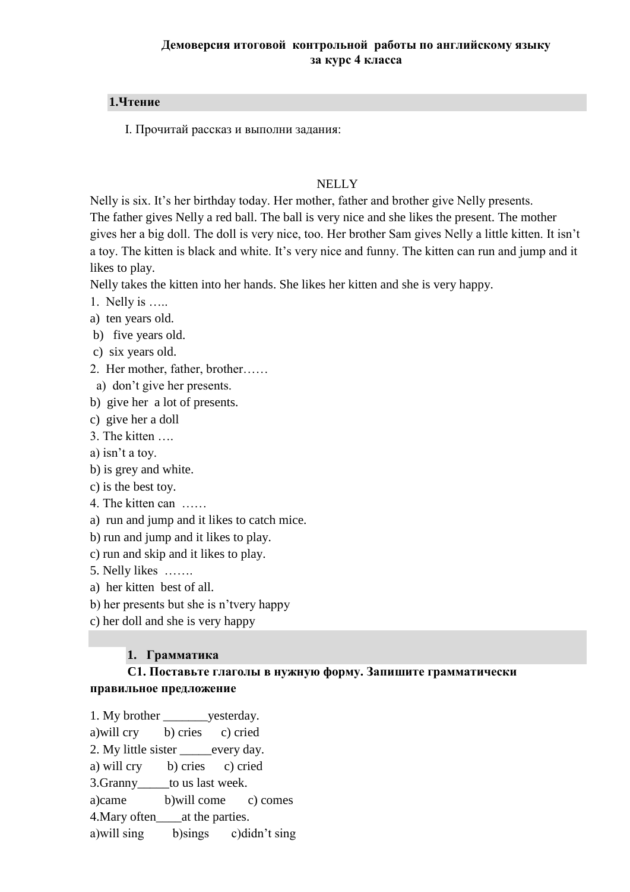**Демоверсия итоговой контрольной работы по английскому языку за курс 4 класса**

## 1.Чтение

I. Прочитай рассказ и выполни задания:

NELLY

Nelly is six. It's her birthday today. Her mother, father and brother give Nelly presents. The father gives Nelly a red ball. The ball is very nice and she likes the present. The mother gives her a big doll. The doll is very nice, too. Her brother Sam gives Nelly a little kitten. It isn't a toy. The kitten is black and white. It's very nice and funny. The kitten can run and jump and it likes to play.

Nelly takes the kitten into her hands. She likes her kitten and she is very happy.

1. Nelly is …..
a) ten years old.
b) five years old.
c) six years old.

2. Her mother, father, brother……
a) don't give her presents.
b) give her a lot of presents.
c) give her a doll

3. The kitten ….
a) isn't a toy.
b) is grey and white.
c) is the best toy.

4. The kitten can ……
a) run and jump and it likes to catch mice.
b) run and jump and it likes to play.
c) run and skip and it likes to play.

5. Nelly likes …….
a) her kitten best of all.
b) her presents but she is n'tvery happy
c) her doll and she is very happy

## 1. Грамматика

**С1. Поставьте глаголы в нужную форму. Запишите грамматически правильное предложение**

1. My brother _______yesterday.
a)will cry b) cries c) cried

2. My little sister _____every day.
a) will cry b) cries c) cried

3.Granny_____to us last week.
a)came b)will come c) comes

4.Mary often____at the parties.
a)will sing b)sings c)didn't sing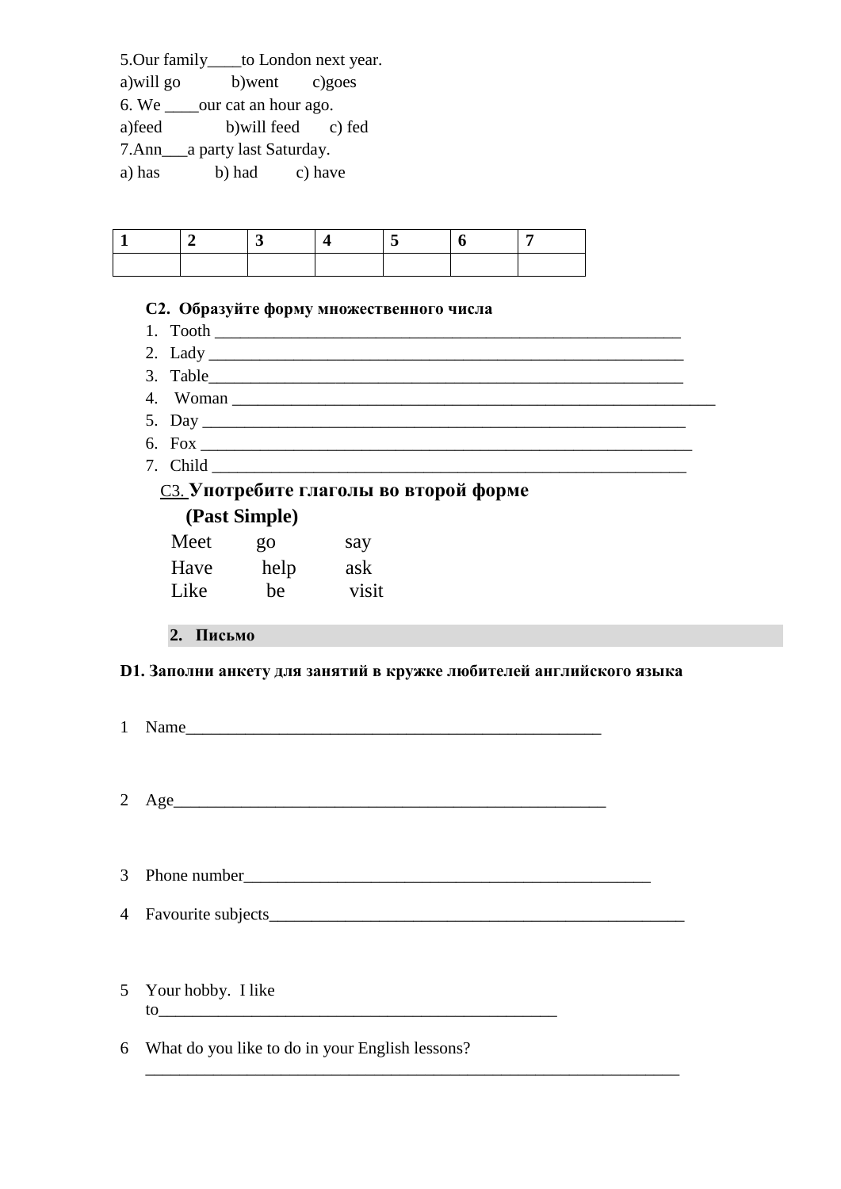5.Our family____to London next year.
a)will go b)went c)goes

6. We ____our cat an hour ago.
a)feed b)will feed c) fed

7.Ann___a party last Saturday.
a) has b) had c) have

| 1 | 2 | 3 | 4 | 5 | 6 | 7 |
|---|---|---|---|---|---|---|
| | | | | | | |

**C2. Образуйте форму множественного числа**

1. Tooth ________________________________________________________
2. Lady ________________________________________________________
3. Table________________________________________________________
4. Woman ________________________________________________________
5. Day ________________________________________________________
6. Fox ________________________________________________________
7. Child ________________________________________________________

C3. **Употребите глаголы во второй форме (Past Simple)**

Meet go say
Have help ask
Like be visit

## 2. Письмо

**D1. Заполни анкету для занятий в кружке любителей английского языка**

1 Name__________________________________________________

2 Age__________________________________________________

3 Phone number__________________________________________________

4 Favourite subjects__________________________________________________

5 Your hobby. I like to__________________________________________________

6 What do you like to do in your English lessons?
__________________________________________________________________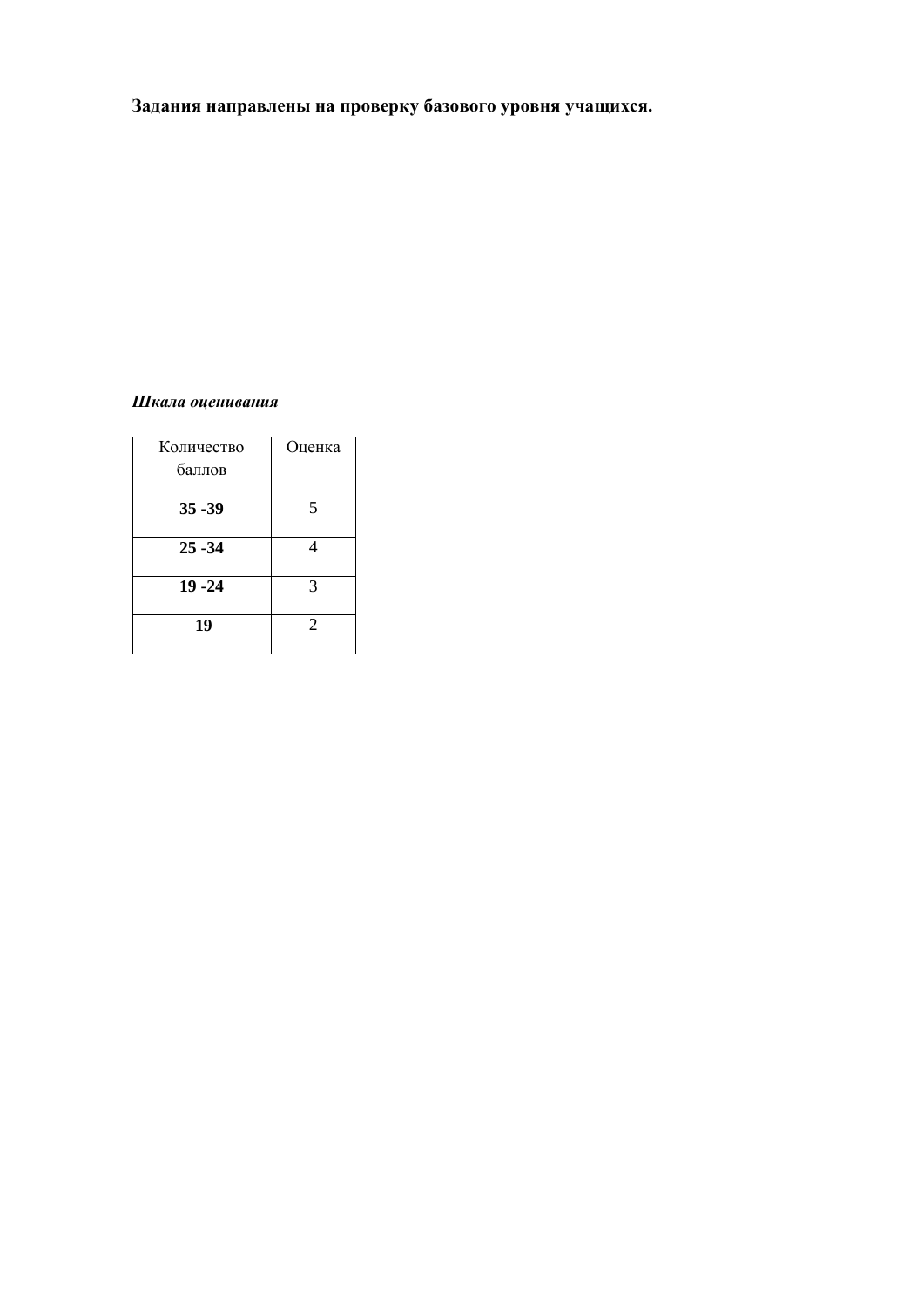**Задания направлены на проверку базового уровня учащихся.**

***Шкала оценивания***

| Количество баллов | Оценка |
|---|---|
| **35 -39** | 5 |
| **25 -34** | 4 |
| **19 -24** | 3 |
| **19** | 2 |